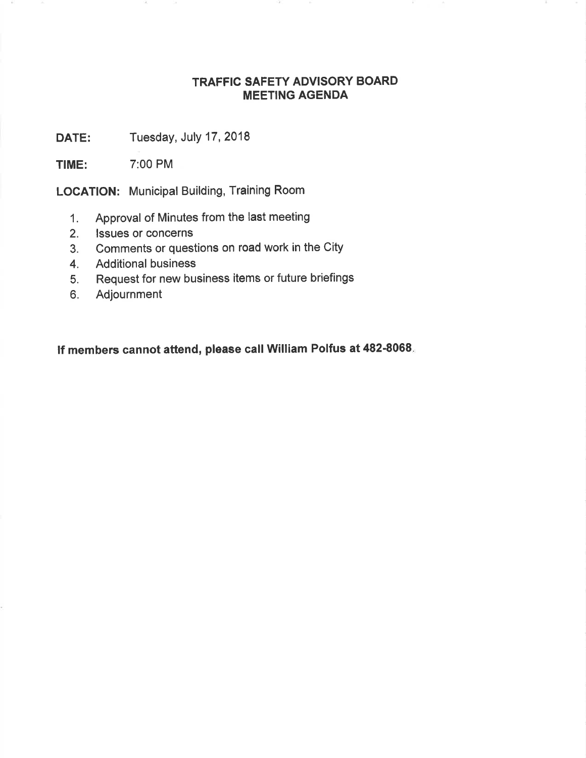# TRAFFIC SAFETY ADVISORY BOARD
# MEETING AGENDA

**DATE:** Tuesday, July 17, 2018

**TIME:** 7:00 PM

**LOCATION:** Municipal Building, Training Room

1. Approval of Minutes from the last meeting
2. Issues or concerns
3. Comments or questions on road work in the City
4. Additional business
5. Request for new business items or future briefings
6. Adjournment

**If members cannot attend, please call William Polfus at 482-8068.**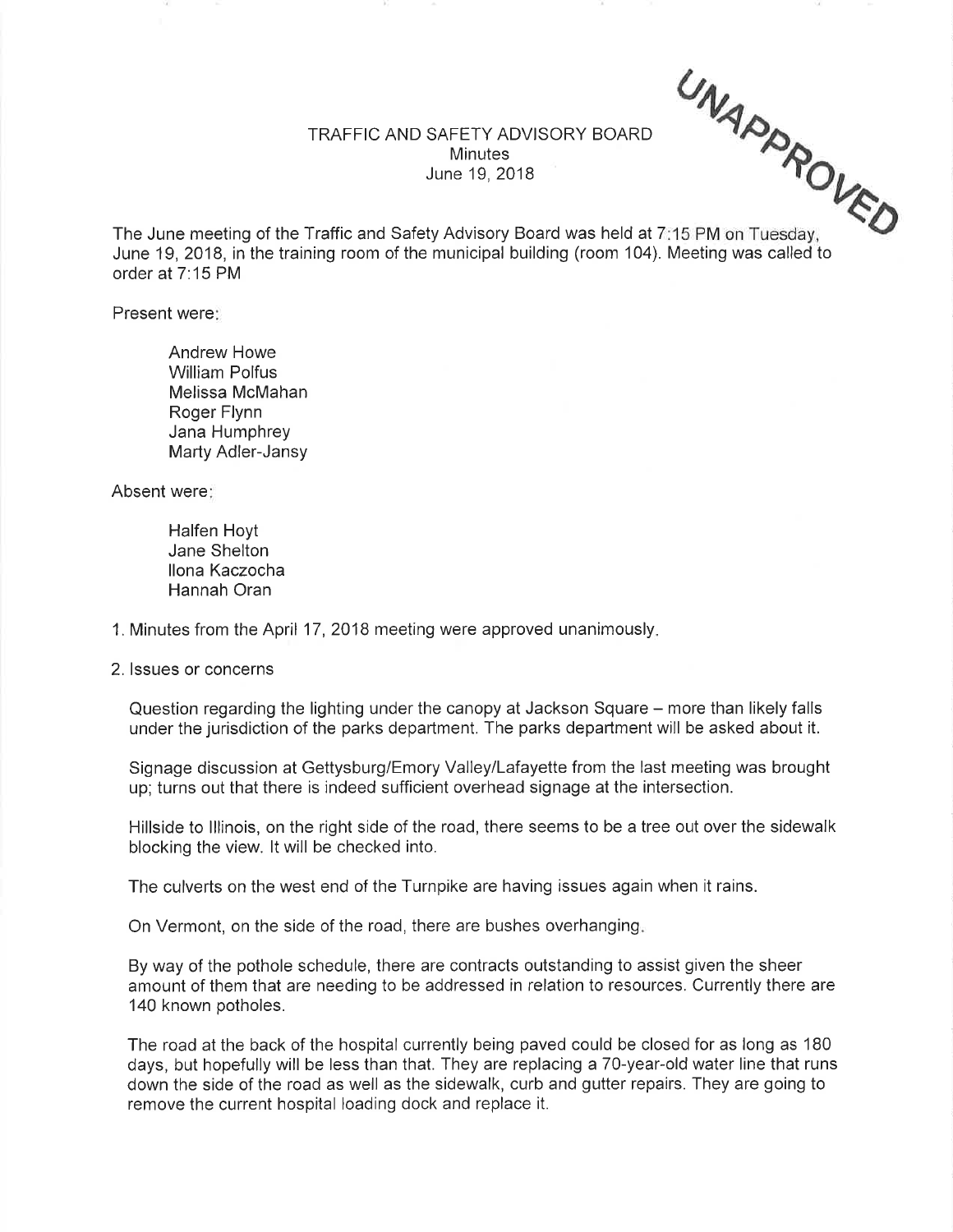UNAPPROVED

# TRAFFIC AND SAFETY ADVISORY BOARD

Minutes

June 19, 2018

The June meeting of the Traffic and Safety Advisory Board was held at 7:15 PM on Tuesday, June 19, 2018, in the training room of the municipal building (room 104). Meeting was called to order at 7:15 PM

Present were:

- Andrew Howe
- William Polfus
- Melissa McMahan
- Roger Flynn
- Jana Humphrey
- Marty Adler-Jansy

Absent were:

- Halfen Hoyt
- Jane Shelton
- Ilona Kaczocha
- Hannah Oran

1. Minutes from the April 17, 2018 meeting were approved unanimously.

2. Issues or concerns

   Question regarding the lighting under the canopy at Jackson Square – more than likely falls under the jurisdiction of the parks department. The parks department will be asked about it.

   Signage discussion at Gettysburg/Emory Valley/Lafayette from the last meeting was brought up; turns out that there is indeed sufficient overhead signage at the intersection.

   Hillside to Illinois, on the right side of the road, there seems to be a tree out over the sidewalk blocking the view. It will be checked into.

   The culverts on the west end of the Turnpike are having issues again when it rains.

   On Vermont, on the side of the road, there are bushes overhanging.

   By way of the pothole schedule, there are contracts outstanding to assist given the sheer amount of them that are needing to be addressed in relation to resources. Currently there are 140 known potholes.

   The road at the back of the hospital currently being paved could be closed for as long as 180 days, but hopefully will be less than that. They are replacing a 70-year-old water line that runs down the side of the road as well as the sidewalk, curb and gutter repairs. They are going to remove the current hospital loading dock and replace it.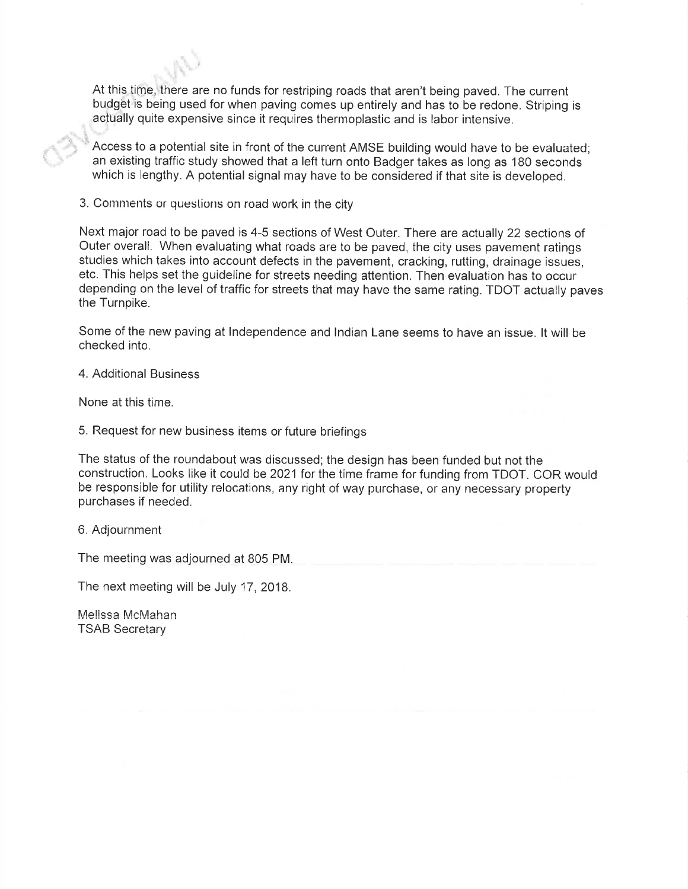At this time, there are no funds for restriping roads that aren't being paved. The current budget is being used for when paving comes up entirely and has to be redone. Striping is actually quite expensive since it requires thermoplastic and is labor intensive.

Access to a potential site in front of the current AMSE building would have to be evaluated; an existing traffic study showed that a left turn onto Badger takes as long as 180 seconds which is lengthy. A potential signal may have to be considered if that site is developed.

3. Comments or questions on road work in the city

Next major road to be paved is 4-5 sections of West Outer. There are actually 22 sections of Outer overall. When evaluating what roads are to be paved, the city uses pavement ratings studies which takes into account defects in the pavement, cracking, rutting, drainage issues, etc. This helps set the guideline for streets needing attention. Then evaluation has to occur depending on the level of traffic for streets that may have the same rating. TDOT actually paves the Turnpike.

Some of the new paving at Independence and Indian Lane seems to have an issue. It will be checked into.

4. Additional Business

None at this time.

5. Request for new business items or future briefings

The status of the roundabout was discussed; the design has been funded but not the construction. Looks like it could be 2021 for the time frame for funding from TDOT. COR would be responsible for utility relocations, any right of way purchase, or any necessary property purchases if needed.

6. Adjournment

The meeting was adjourned at 805 PM.

The next meeting will be July 17, 2018.

Melissa McMahan
TSAB Secretary